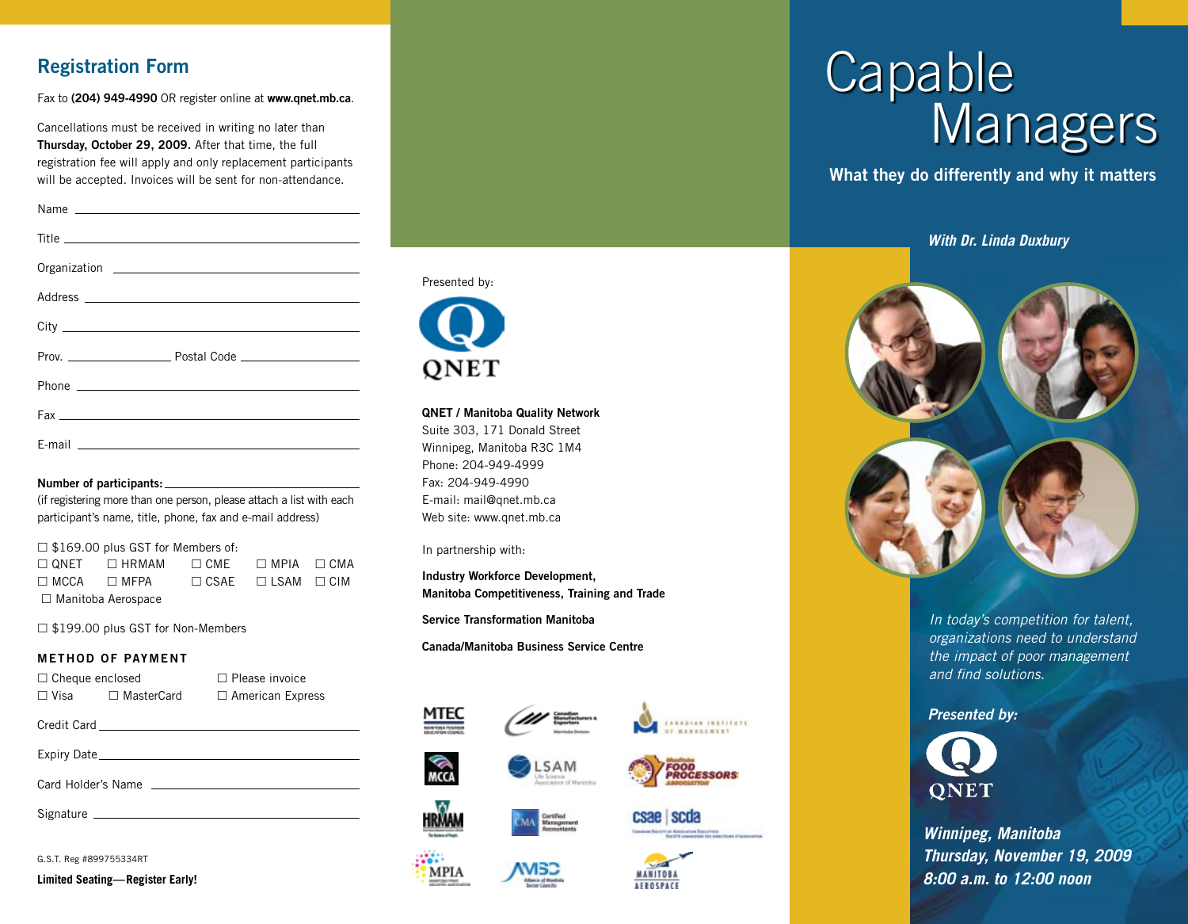## Registration Form

Fax to **(204) 949-4990** OR register online at **www.qnet.mb.ca**.

Cancellations must be received in writing no later than **Thursday, October 29, 2009.** After that time, the full registration fee will apply and only replacement participants will be accepted. Invoices will be sent for non-attendance.

Name ______________________________

Title ______________________________

Organization ______________________________

Address ______________________________

City ______________________________

Prov. ______________ Postal Code ______________

Phone ______________________________

Fax ______________________________

E-mail ______________________________

**Number of participants:** ______________________________
(if registering more than one person, please attach a list with each participant's name, title, phone, fax and e-mail address)

☐ $169.00 plus GST for Members of:
☐ QNET ☐ HRMAM ☐ CME ☐ MPIA ☐ CMA
☐ MCCA ☐ MFPA ☐ CSAE ☐ LSAM ☐ CIM
☐ Manitoba Aerospace

☐ $199.00 plus GST for Non-Members

### METHOD OF PAYMENT

☐ Cheque enclosed ☐ Please invoice
☐ Visa ☐ MasterCard ☐ American Express

Credit Card ______________________________

Expiry Date ______________________________

Card Holder's Name ______________________________

Signature ______________________________

G.S.T. Reg #899755334RT

**Limited Seating—Register Early!**

Presented by:

QNET

**QNET / Manitoba Quality Network**
Suite 303, 171 Donald Street
Winnipeg, Manitoba R3C 1M4
Phone: 204-949-4999
Fax: 204-949-4990
E-mail: mail@qnet.mb.ca
Web site: www.qnet.mb.ca

In partnership with:

**Industry Workforce Development,**
**Manitoba Competitiveness, Training and Trade**

**Service Transformation Manitoba**

**Canada/Manitoba Business Service Centre**

MTEC · Canadian Manufacturers & Exporters · Canadian Institute of Management · MCCA · LSAM · Manitoba Food Processors Association · HRMAM · CMA Certified Management Accountants · csae | scda · MPIA · AMSC · Manitoba Aerospace

# Capable Managers

**What they do differently and why it matters**

***With Dr. Linda Duxbury***

*In today's competition for talent, organizations need to understand the impact of poor management and find solutions.*

***Presented by:***

QNET

***Winnipeg, Manitoba***
***Thursday, November 19, 2009***
***8:00 a.m. to 12:00 noon***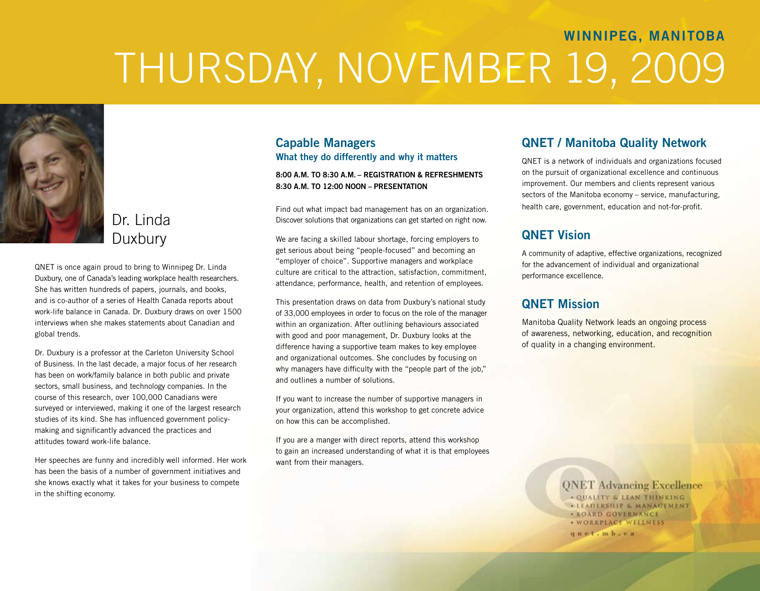## WINNIPEG, MANITOBA

# THURSDAY, NOVEMBER 19, 2009

## Dr. Linda Duxbury

QNET is once again proud to bring to Winnipeg Dr. Linda Duxbury, one of Canada's leading workplace health researchers. She has written hundreds of papers, journals, and books, and is co-author of a series of Health Canada reports about work-life balance in Canada. Dr. Duxbury draws on over 1500 interviews when she makes statements about Canadian and global trends.

Dr. Duxbury is a professor at the Carleton University School of Business. In the last decade, a major focus of her research has been on work/family balance in both public and private sectors, small business, and technology companies. In the course of this research, over 100,000 Canadians were surveyed or interviewed, making it one of the largest research studies of its kind. She has influenced government policy-making and significantly advanced the practices and attitudes toward work-life balance.

Her speeches are funny and incredibly well informed. Her work has been the basis of a number of government initiatives and she knows exactly what it takes for your business to compete in the shifting economy.

## Capable Managers

### What they do differently and why it matters

**8:00 A.M. TO 8:30 A.M. – REGISTRATION & REFRESHMENTS**
**8:30 A.M. TO 12:00 NOON – PRESENTATION**

Find out what impact bad management has on an organization. Discover solutions that organizations can get started on right now.

We are facing a skilled labour shortage, forcing employers to get serious about being "people-focused" and becoming an "employer of choice". Supportive managers and workplace culture are critical to the attraction, satisfaction, commitment, attendance, performance, health, and retention of employees.

This presentation draws on data from Duxbury's national study of 33,000 employees in order to focus on the role of the manager within an organization. After outlining behaviours associated with good and poor management, Dr. Duxbury looks at the difference having a supportive team makes to key employee and organizational outcomes. She concludes by focusing on why managers have difficulty with the "people part of the job," and outlines a number of solutions.

If you want to increase the number of supportive managers in your organization, attend this workshop to get concrete advice on how this can be accomplished.

If you are a manger with direct reports, attend this workshop to gain an increased understanding of what it is that employees want from their managers.

## QNET / Manitoba Quality Network

QNET is a network of individuals and organizations focused on the pursuit of organizational excellence and continuous improvement. Our members and clients represent various sectors of the Manitoba economy – service, manufacturing, health care, government, education and not-for-profit.

## QNET Vision

A community of adaptive, effective organizations, recognized for the advancement of individual and organizational performance excellence.

## QNET Mission

Manitoba Quality Network leads an ongoing process of awareness, networking, education, and recognition of quality in a changing environment.

QNET Advancing Excellence
- QUALITY & LEAN THINKING
- LEADERSHIP & MANAGEMENT
- BOARD GOVERNANCE
- WORKPLACE WELLNESS

qnet.mb.ca